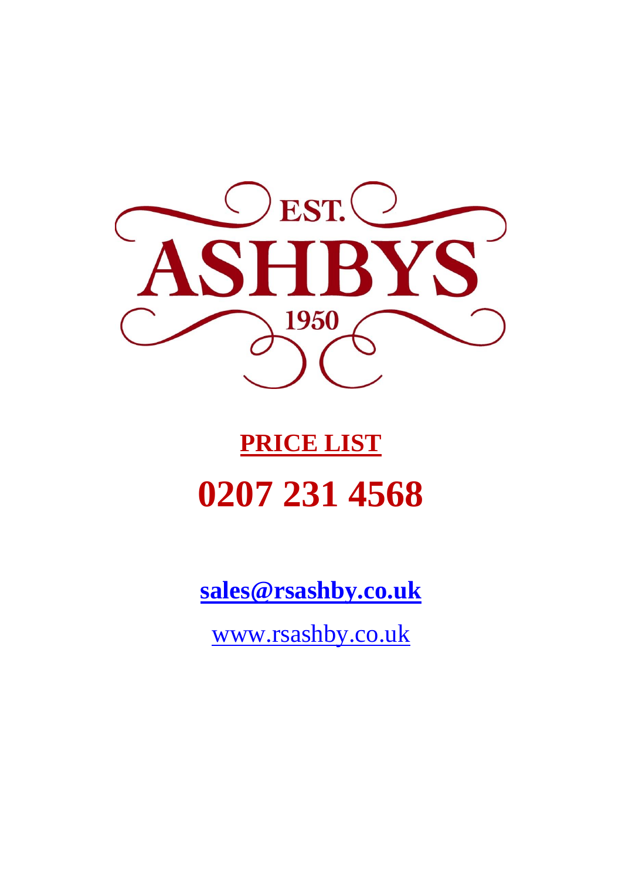EST.

# ASHBYS

1950

## PRICE LIST

# 0207 231 4568

**sales@rsashby.co.uk**

www.rsashby.co.uk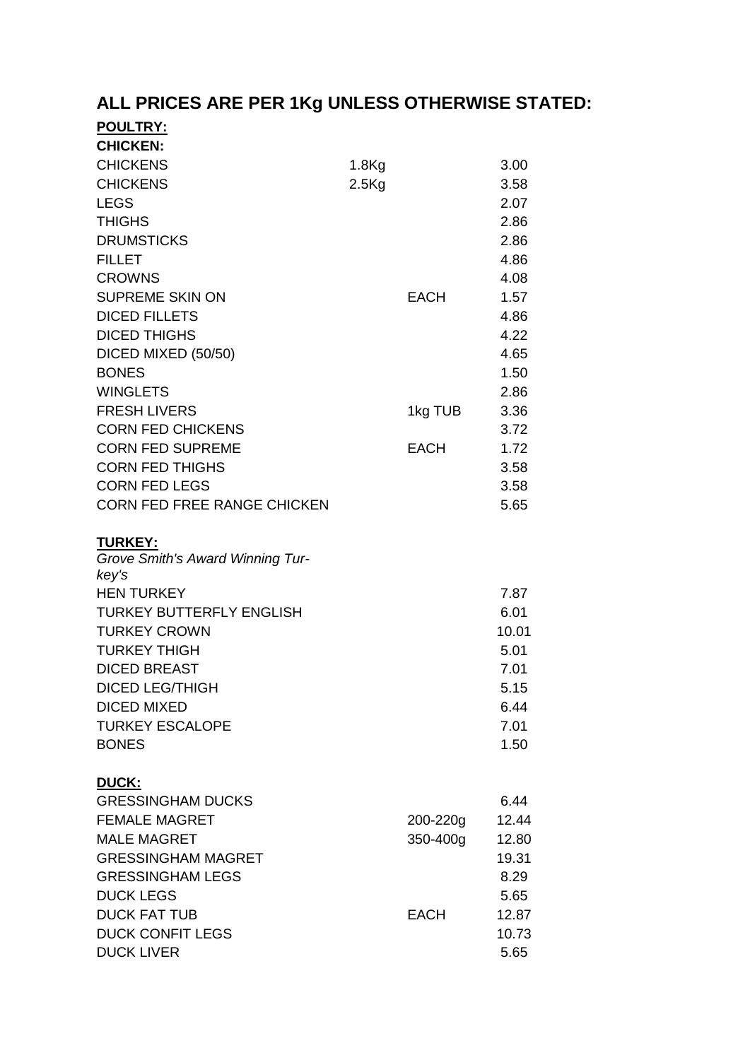# ALL PRICES ARE PER 1Kg UNLESS OTHERWISE STATED:

**POULTRY:**

**CHICKEN:**

| | | | |
|---|---|---|---|
| CHICKENS | 1.8Kg | | 3.00 |
| CHICKENS | 2.5Kg | | 3.58 |
| LEGS | | | 2.07 |
| THIGHS | | | 2.86 |
| DRUMSTICKS | | | 2.86 |
| FILLET | | | 4.86 |
| CROWNS | | | 4.08 |
| SUPREME SKIN ON | | EACH | 1.57 |
| DICED FILLETS | | | 4.86 |
| DICED THIGHS | | | 4.22 |
| DICED MIXED (50/50) | | | 4.65 |
| BONES | | | 1.50 |
| WINGLETS | | | 2.86 |
| FRESH LIVERS | | 1kg TUB | 3.36 |
| CORN FED CHICKENS | | | 3.72 |
| CORN FED SUPREME | | EACH | 1.72 |
| CORN FED THIGHS | | | 3.58 |
| CORN FED LEGS | | | 3.58 |
| CORN FED FREE RANGE CHICKEN | | | 5.65 |

**TURKEY:**

*Grove Smith's Award Winning Turkey's*

| | | |
|---|---|---|
| HEN TURKEY | | 7.87 |
| TURKEY BUTTERFLY ENGLISH | | 6.01 |
| TURKEY CROWN | | 10.01 |
| TURKEY THIGH | | 5.01 |
| DICED BREAST | | 7.01 |
| DICED LEG/THIGH | | 5.15 |
| DICED MIXED | | 6.44 |
| TURKEY ESCALOPE | | 7.01 |
| BONES | | 1.50 |

**DUCK:**

| | | |
|---|---|---|
| GRESSINGHAM DUCKS | | 6.44 |
| FEMALE MAGRET | 200-220g | 12.44 |
| MALE MAGRET | 350-400g | 12.80 |
| GRESSINGHAM MAGRET | | 19.31 |
| GRESSINGHAM LEGS | | 8.29 |
| DUCK LEGS | | 5.65 |
| DUCK FAT TUB | EACH | 12.87 |
| DUCK CONFIT LEGS | | 10.73 |
| DUCK LIVER | | 5.65 |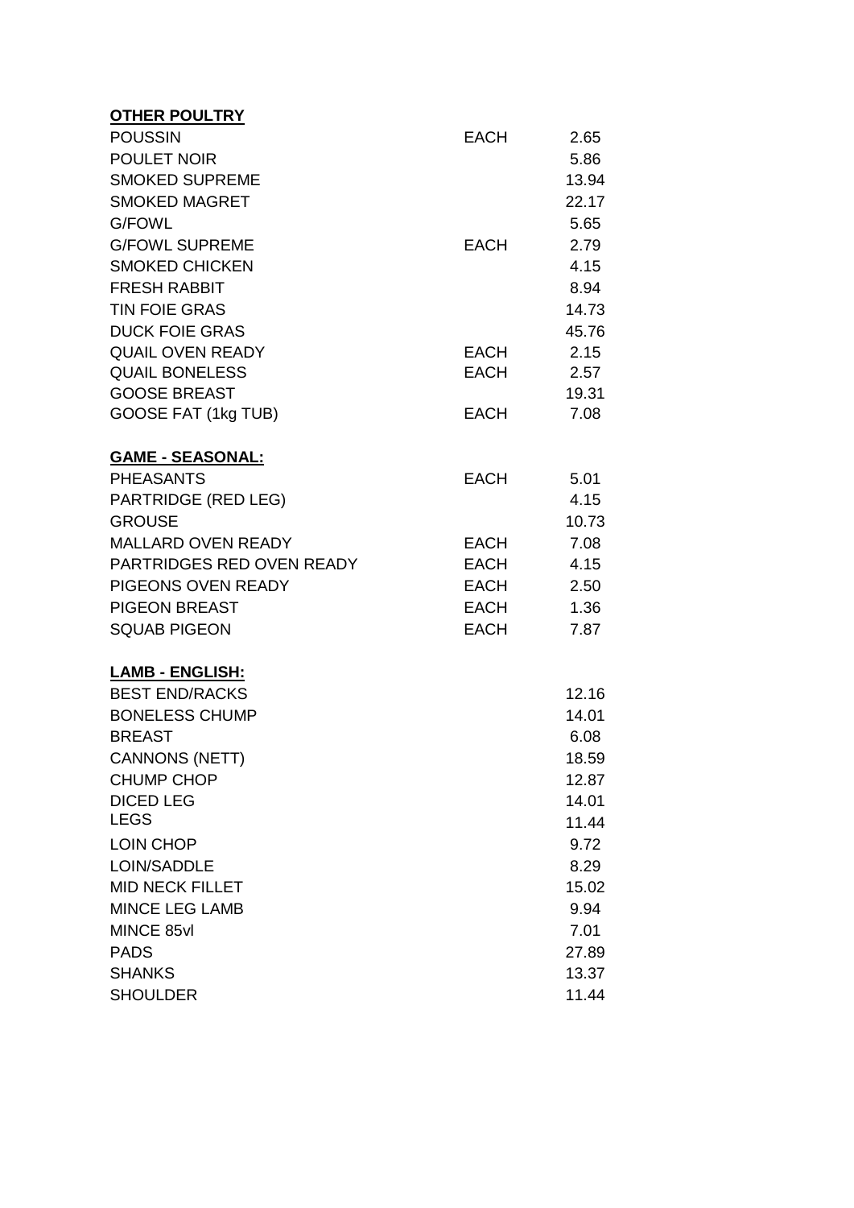**OTHER POULTRY**

| | | |
|---|---|---|
| POUSSIN | EACH | 2.65 |
| POULET NOIR | | 5.86 |
| SMOKED SUPREME | | 13.94 |
| SMOKED MAGRET | | 22.17 |
| G/FOWL | | 5.65 |
| G/FOWL SUPREME | EACH | 2.79 |
| SMOKED CHICKEN | | 4.15 |
| FRESH RABBIT | | 8.94 |
| TIN FOIE GRAS | | 14.73 |
| DUCK FOIE GRAS | | 45.76 |
| QUAIL OVEN READY | EACH | 2.15 |
| QUAIL BONELESS | EACH | 2.57 |
| GOOSE BREAST | | 19.31 |
| GOOSE FAT (1kg TUB) | EACH | 7.08 |

**GAME - SEASONAL:**

| | | |
|---|---|---|
| PHEASANTS | EACH | 5.01 |
| PARTRIDGE (RED LEG) | | 4.15 |
| GROUSE | | 10.73 |
| MALLARD OVEN READY | EACH | 7.08 |
| PARTRIDGES RED OVEN READY | EACH | 4.15 |
| PIGEONS OVEN READY | EACH | 2.50 |
| PIGEON BREAST | EACH | 1.36 |
| SQUAB PIGEON | EACH | 7.87 |

**LAMB - ENGLISH:**

| | | |
|---|---|---|
| BEST END/RACKS | | 12.16 |
| BONELESS CHUMP | | 14.01 |
| BREAST | | 6.08 |
| CANNONS (NETT) | | 18.59 |
| CHUMP CHOP | | 12.87 |
| DICED LEG | | 14.01 |
| LEGS | | 11.44 |
| LOIN CHOP | | 9.72 |
| LOIN/SADDLE | | 8.29 |
| MID NECK FILLET | | 15.02 |
| MINCE LEG LAMB | | 9.94 |
| MINCE 85vl | | 7.01 |
| PADS | | 27.89 |
| SHANKS | | 13.37 |
| SHOULDER | | 11.44 |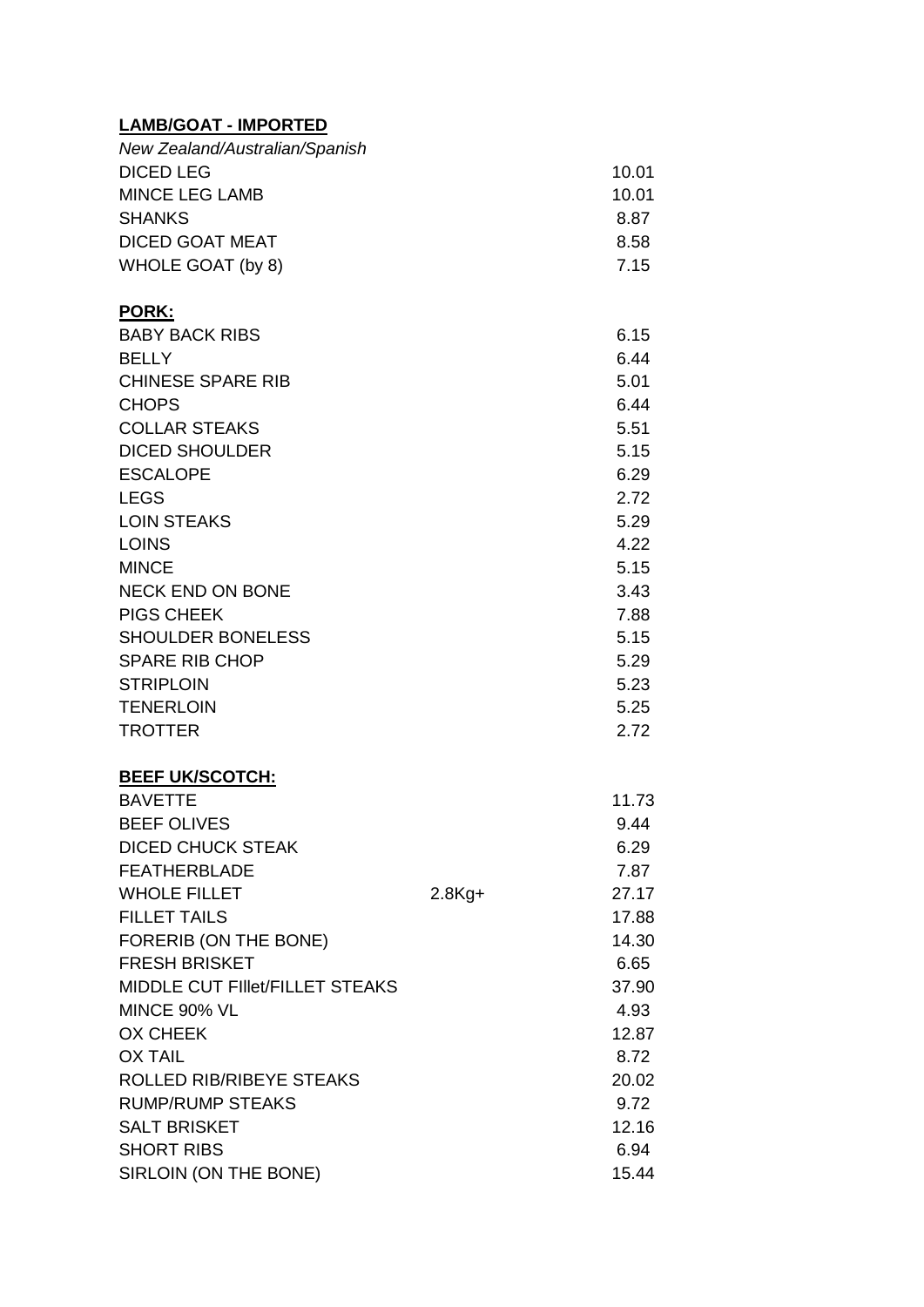**LAMB/GOAT - IMPORTED**

*New Zealand/Australian/Spanish*

| | | |
|---|---|---|
| DICED LEG | | 10.01 |
| MINCE LEG LAMB | | 10.01 |
| SHANKS | | 8.87 |
| DICED GOAT MEAT | | 8.58 |
| WHOLE GOAT (by 8) | | 7.15 |

**PORK:**

| | | |
|---|---|---|
| BABY BACK RIBS | | 6.15 |
| BELLY | | 6.44 |
| CHINESE SPARE RIB | | 5.01 |
| CHOPS | | 6.44 |
| COLLAR STEAKS | | 5.51 |
| DICED SHOULDER | | 5.15 |
| ESCALOPE | | 6.29 |
| LEGS | | 2.72 |
| LOIN STEAKS | | 5.29 |
| LOINS | | 4.22 |
| MINCE | | 5.15 |
| NECK END ON BONE | | 3.43 |
| PIGS CHEEK | | 7.88 |
| SHOULDER BONELESS | | 5.15 |
| SPARE RIB CHOP | | 5.29 |
| STRIPLOIN | | 5.23 |
| TENERLOIN | | 5.25 |
| TROTTER | | 2.72 |

**BEEF UK/SCOTCH:**

| | | |
|---|---|---|
| BAVETTE | | 11.73 |
| BEEF OLIVES | | 9.44 |
| DICED CHUCK STEAK | | 6.29 |
| FEATHERBLADE | | 7.87 |
| WHOLE FILLET | 2.8Kg+ | 27.17 |
| FILLET TAILS | | 17.88 |
| FORERIB (ON THE BONE) | | 14.30 |
| FRESH BRISKET | | 6.65 |
| MIDDLE CUT FIllet/FILLET STEAKS | | 37.90 |
| MINCE 90% VL | | 4.93 |
| OX CHEEK | | 12.87 |
| OX TAIL | | 8.72 |
| ROLLED RIB/RIBEYE STEAKS | | 20.02 |
| RUMP/RUMP STEAKS | | 9.72 |
| SALT BRISKET | | 12.16 |
| SHORT RIBS | | 6.94 |
| SIRLOIN (ON THE BONE) | | 15.44 |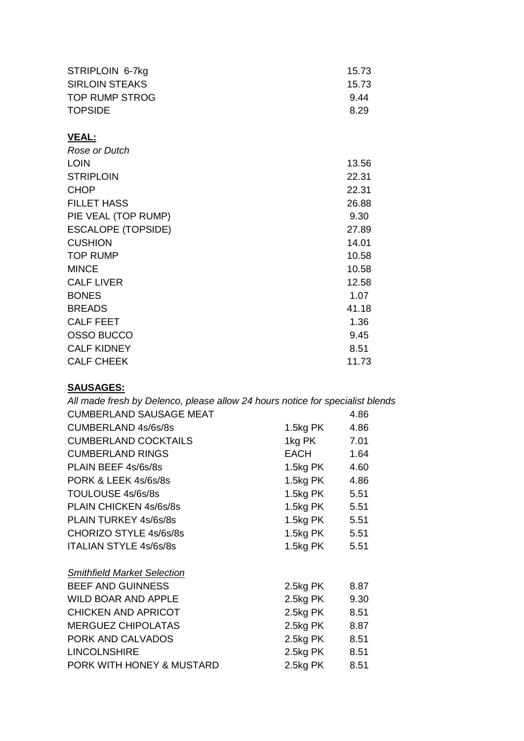| | |
|---|---|
| STRIPLOIN 6-7kg | 15.73 |
| SIRLOIN STEAKS | 15.73 |
| TOP RUMP STROG | 9.44 |
| TOPSIDE | 8.29 |

**VEAL:**

*Rose or Dutch*

| | |
|---|---|
| LOIN | 13.56 |
| STRIPLOIN | 22.31 |
| CHOP | 22.31 |
| FILLET HASS | 26.88 |
| PIE VEAL (TOP RUMP) | 9.30 |
| ESCALOPE (TOPSIDE) | 27.89 |
| CUSHION | 14.01 |
| TOP RUMP | 10.58 |
| MINCE | 10.58 |
| CALF LIVER | 12.58 |
| BONES | 1.07 |
| BREADS | 41.18 |
| CALF FEET | 1.36 |
| OSSO BUCCO | 9.45 |
| CALF KIDNEY | 8.51 |
| CALF CHEEK | 11.73 |

**SAUSAGES:**

*All made fresh by Delenco, please allow 24 hours notice for specialist blends*

| | | |
|---|---|---|
| CUMBERLAND SAUSAGE MEAT | | 4.86 |
| CUMBERLAND 4s/6s/8s | 1.5kg PK | 4.86 |
| CUMBERLAND COCKTAILS | 1kg PK | 7.01 |
| CUMBERLAND RINGS | EACH | 1.64 |
| PLAIN BEEF 4s/6s/8s | 1.5kg PK | 4.60 |
| PORK & LEEK 4s/6s/8s | 1.5kg PK | 4.86 |
| TOULOUSE 4s/6s/8s | 1.5kg PK | 5.51 |
| PLAIN CHICKEN 4s/6s/8s | 1.5kg PK | 5.51 |
| PLAIN TURKEY 4s/6s/8s | 1.5kg PK | 5.51 |
| CHORIZO STYLE 4s/6s/8s | 1.5kg PK | 5.51 |
| ITALIAN STYLE 4s/6s/8s | 1.5kg PK | 5.51 |

*Smithfield Market Selection*

| | | |
|---|---|---|
| BEEF AND GUINNESS | 2.5kg PK | 8.87 |
| WILD BOAR AND APPLE | 2.5kg PK | 9.30 |
| CHICKEN AND APRICOT | 2.5kg PK | 8.51 |
| MERGUEZ CHIPOLATAS | 2.5kg PK | 8.87 |
| PORK AND CALVADOS | 2.5kg PK | 8.51 |
| LINCOLNSHIRE | 2.5kg PK | 8.51 |
| PORK WITH HONEY & MUSTARD | 2.5kg PK | 8.51 |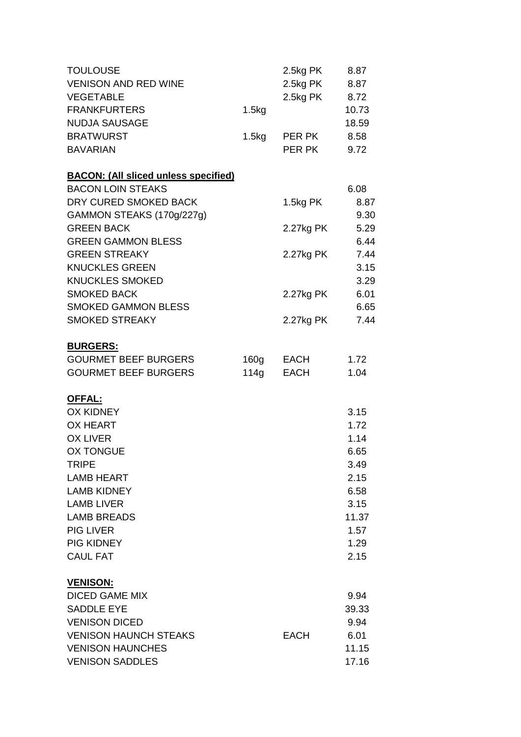| | | | |
|---|---|---|---|
| TOULOUSE | | 2.5kg PK | 8.87 |
| VENISON AND RED WINE | | 2.5kg PK | 8.87 |
| VEGETABLE | | 2.5kg PK | 8.72 |
| FRANKFURTERS | 1.5kg | | 10.73 |
| NUDJA SAUSAGE | | | 18.59 |
| BRATWURST | 1.5kg | PER PK | 8.58 |
| BAVARIAN | | PER PK | 9.72 |

**BACON: (All sliced unless specified)**

| | | | |
|---|---|---|---|
| BACON LOIN STEAKS | | | 6.08 |
| DRY CURED SMOKED BACK | | 1.5kg PK | 8.87 |
| GAMMON STEAKS (170g/227g) | | | 9.30 |
| GREEN BACK | | 2.27kg PK | 5.29 |
| GREEN GAMMON BLESS | | | 6.44 |
| GREEN STREAKY | | 2.27kg PK | 7.44 |
| KNUCKLES GREEN | | | 3.15 |
| KNUCKLES SMOKED | | | 3.29 |
| SMOKED BACK | | 2.27kg PK | 6.01 |
| SMOKED GAMMON BLESS | | | 6.65 |
| SMOKED STREAKY | | 2.27kg PK | 7.44 |

**BURGERS:**

| | | | |
|---|---|---|---|
| GOURMET BEEF BURGERS | 160g | EACH | 1.72 |
| GOURMET BEEF BURGERS | 114g | EACH | 1.04 |

**OFFAL:**

| | | | |
|---|---|---|---|
| OX KIDNEY | | | 3.15 |
| OX HEART | | | 1.72 |
| OX LIVER | | | 1.14 |
| OX TONGUE | | | 6.65 |
| TRIPE | | | 3.49 |
| LAMB HEART | | | 2.15 |
| LAMB KIDNEY | | | 6.58 |
| LAMB LIVER | | | 3.15 |
| LAMB BREADS | | | 11.37 |
| PIG LIVER | | | 1.57 |
| PIG KIDNEY | | | 1.29 |
| CAUL FAT | | | 2.15 |

**VENISON:**

| | | | |
|---|---|---|---|
| DICED GAME MIX | | | 9.94 |
| SADDLE EYE | | | 39.33 |
| VENISON DICED | | | 9.94 |
| VENISON HAUNCH STEAKS | | EACH | 6.01 |
| VENISON HAUNCHES | | | 11.15 |
| VENISON SADDLES | | | 17.16 |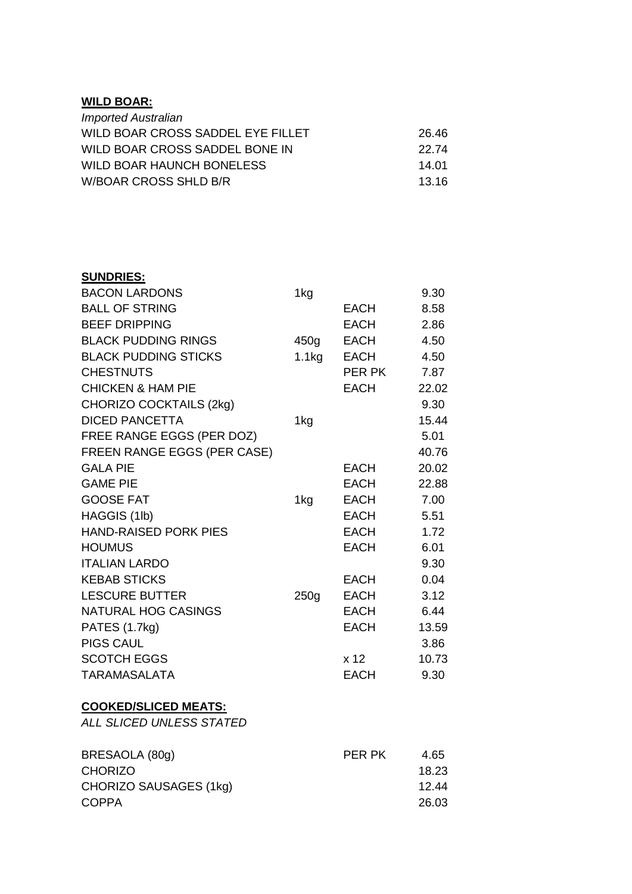**WILD BOAR:**

*Imported Australian*

| | |
|---|---|
| WILD BOAR CROSS SADDEL EYE FILLET | 26.46 |
| WILD BOAR CROSS SADDEL BONE IN | 22.74 |
| WILD BOAR HAUNCH BONELESS | 14.01 |
| W/BOAR CROSS SHLD B/R | 13.16 |

**SUNDRIES:**

| | | | |
|---|---|---|---|
| BACON LARDONS | 1kg | | 9.30 |
| BALL OF STRING | | EACH | 8.58 |
| BEEF DRIPPING | | EACH | 2.86 |
| BLACK PUDDING RINGS | 450g | EACH | 4.50 |
| BLACK PUDDING STICKS | 1.1kg | EACH | 4.50 |
| CHESTNUTS | | PER PK | 7.87 |
| CHICKEN & HAM PIE | | EACH | 22.02 |
| CHORIZO COCKTAILS (2kg) | | | 9.30 |
| DICED PANCETTA | 1kg | | 15.44 |
| FREE RANGE EGGS (PER DOZ) | | | 5.01 |
| FREEN RANGE EGGS (PER CASE) | | | 40.76 |
| GALA PIE | | EACH | 20.02 |
| GAME PIE | | EACH | 22.88 |
| GOOSE FAT | 1kg | EACH | 7.00 |
| HAGGIS (1lb) | | EACH | 5.51 |
| HAND-RAISED PORK PIES | | EACH | 1.72 |
| HOUMUS | | EACH | 6.01 |
| ITALIAN LARDO | | | 9.30 |
| KEBAB STICKS | | EACH | 0.04 |
| LESCURE BUTTER | 250g | EACH | 3.12 |
| NATURAL HOG CASINGS | | EACH | 6.44 |
| PATES (1.7kg) | | EACH | 13.59 |
| PIGS CAUL | | | 3.86 |
| SCOTCH EGGS | | x 12 | 10.73 |
| TARAMASALATA | | EACH | 9.30 |

**COOKED/SLICED MEATS:**

*ALL SLICED UNLESS STATED*

| | | |
|---|---|---|
| BRESAOLA (80g) | PER PK | 4.65 |
| CHORIZO | | 18.23 |
| CHORIZO SAUSAGES (1kg) | | 12.44 |
| COPPA | | 26.03 |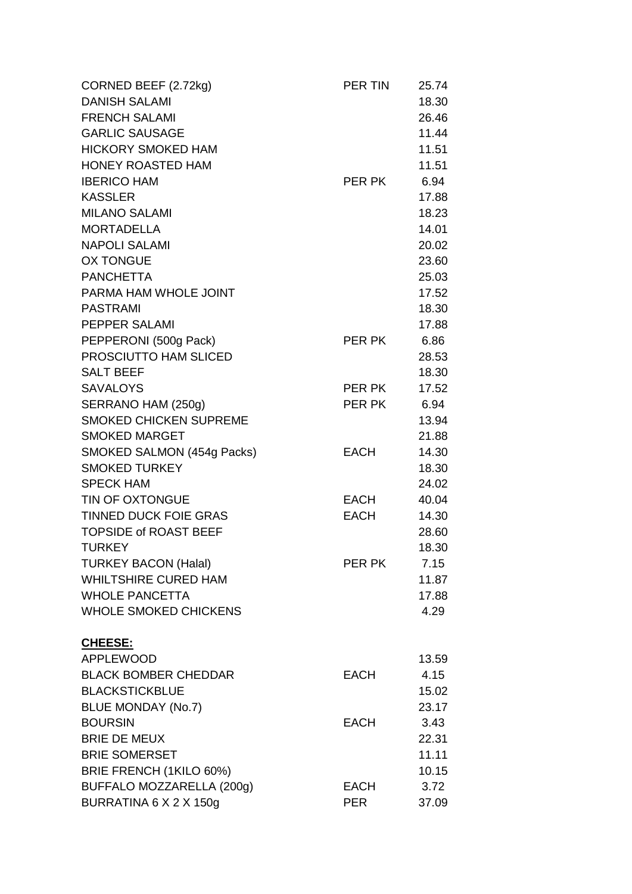| | | |
|---|---|---|
| CORNED BEEF (2.72kg) | PER TIN | 25.74 |
| DANISH SALAMI | | 18.30 |
| FRENCH SALAMI | | 26.46 |
| GARLIC SAUSAGE | | 11.44 |
| HICKORY SMOKED HAM | | 11.51 |
| HONEY ROASTED HAM | | 11.51 |
| IBERICO HAM | PER PK | 6.94 |
| KASSLER | | 17.88 |
| MILANO SALAMI | | 18.23 |
| MORTADELLA | | 14.01 |
| NAPOLI SALAMI | | 20.02 |
| OX TONGUE | | 23.60 |
| PANCHETTA | | 25.03 |
| PARMA HAM WHOLE JOINT | | 17.52 |
| PASTRAMI | | 18.30 |
| PEPPER SALAMI | | 17.88 |
| PEPPERONI (500g Pack) | PER PK | 6.86 |
| PROSCIUTTO HAM SLICED | | 28.53 |
| SALT BEEF | | 18.30 |
| SAVALOYS | PER PK | 17.52 |
| SERRANO HAM (250g) | PER PK | 6.94 |
| SMOKED CHICKEN SUPREME | | 13.94 |
| SMOKED MARGET | | 21.88 |
| SMOKED SALMON (454g Packs) | EACH | 14.30 |
| SMOKED TURKEY | | 18.30 |
| SPECK HAM | | 24.02 |
| TIN OF OXTONGUE | EACH | 40.04 |
| TINNED DUCK FOIE GRAS | EACH | 14.30 |
| TOPSIDE of ROAST BEEF | | 28.60 |
| TURKEY | | 18.30 |
| TURKEY BACON (Halal) | PER PK | 7.15 |
| WHILTSHIRE CURED HAM | | 11.87 |
| WHOLE PANCETTA | | 17.88 |
| WHOLE SMOKED CHICKENS | | 4.29 |

**CHEESE:**

| | | |
|---|---|---|
| APPLEWOOD | | 13.59 |
| BLACK BOMBER CHEDDAR | EACH | 4.15 |
| BLACKSTICKBLUE | | 15.02 |
| BLUE MONDAY (No.7) | | 23.17 |
| BOURSIN | EACH | 3.43 |
| BRIE DE MEUX | | 22.31 |
| BRIE SOMERSET | | 11.11 |
| BRIE FRENCH (1KILO 60%) | | 10.15 |
| BUFFALO MOZZARELLA (200g) | EACH | 3.72 |
| BURRATINA 6 X 2 X 150g | PER | 37.09 |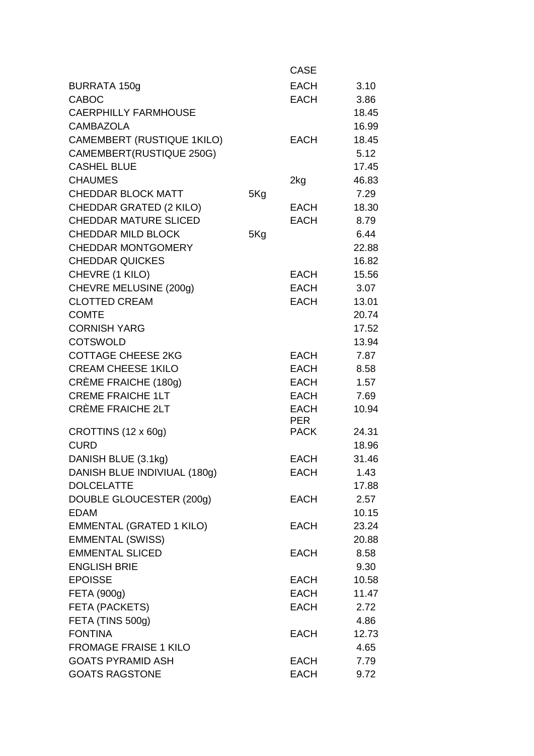| | | CASE | |
|---|---|---|---|
| BURRATA 150g | | EACH | 3.10 |
| CABOC | | EACH | 3.86 |
| CAERPHILLY FARMHOUSE | | | 18.45 |
| CAMBAZOLA | | | 16.99 |
| CAMEMBERT (RUSTIQUE 1KILO) | | EACH | 18.45 |
| CAMEMBERT(RUSTIQUE 250G) | | | 5.12 |
| CASHEL BLUE | | | 17.45 |
| CHAUMES | | 2kg | 46.83 |
| CHEDDAR BLOCK MATT | 5Kg | | 7.29 |
| CHEDDAR GRATED (2 KILO) | | EACH | 18.30 |
| CHEDDAR MATURE SLICED | | EACH | 8.79 |
| CHEDDAR MILD BLOCK | 5Kg | | 6.44 |
| CHEDDAR MONTGOMERY | | | 22.88 |
| CHEDDAR QUICKES | | | 16.82 |
| CHEVRE (1 KILO) | | EACH | 15.56 |
| CHEVRE MELUSINE (200g) | | EACH | 3.07 |
| CLOTTED CREAM | | EACH | 13.01 |
| COMTE | | | 20.74 |
| CORNISH YARG | | | 17.52 |
| COTSWOLD | | | 13.94 |
| COTTAGE CHEESE 2KG | | EACH | 7.87 |
| CREAM CHEESE 1KILO | | EACH | 8.58 |
| CRÈME FRAICHE (180g) | | EACH | 1.57 |
| CREME FRAICHE 1LT | | EACH | 7.69 |
| CRÈME FRAICHE 2LT | | EACH | 10.94 |
| CROTTINS (12 x 60g) | | PER PACK | 24.31 |
| CURD | | | 18.96 |
| DANISH BLUE (3.1kg) | | EACH | 31.46 |
| DANISH BLUE INDIVIUAL (180g) | | EACH | 1.43 |
| DOLCELATTE | | | 17.88 |
| DOUBLE GLOUCESTER (200g) | | EACH | 2.57 |
| EDAM | | | 10.15 |
| EMMENTAL (GRATED 1 KILO) | | EACH | 23.24 |
| EMMENTAL (SWISS) | | | 20.88 |
| EMMENTAL SLICED | | EACH | 8.58 |
| ENGLISH BRIE | | | 9.30 |
| EPOISSE | | EACH | 10.58 |
| FETA (900g) | | EACH | 11.47 |
| FETA (PACKETS) | | EACH | 2.72 |
| FETA (TINS 500g) | | | 4.86 |
| FONTINA | | EACH | 12.73 |
| FROMAGE FRAISE 1 KILO | | | 4.65 |
| GOATS PYRAMID ASH | | EACH | 7.79 |
| GOATS RAGSTONE | | EACH | 9.72 |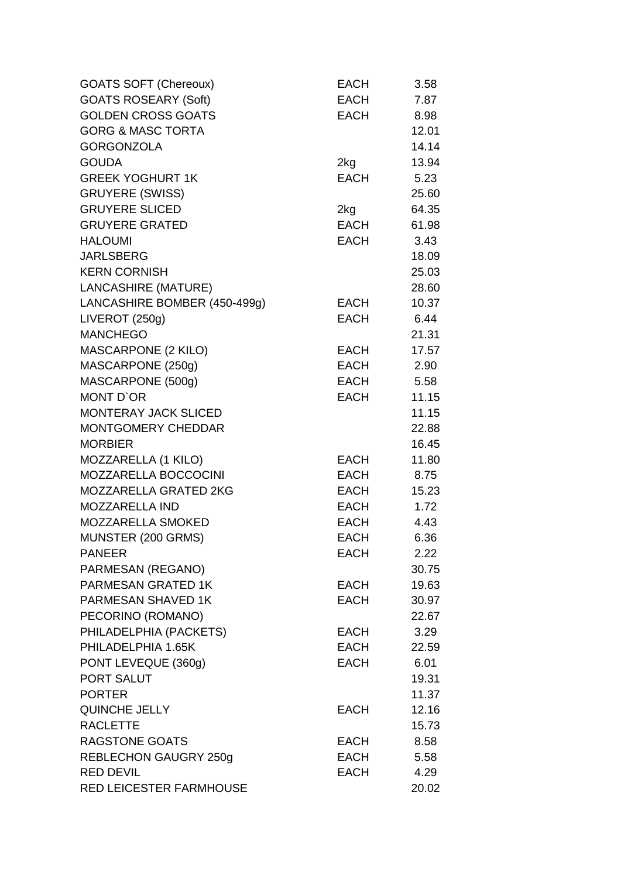| | | |
|---|---|---|
| GOATS SOFT (Chereoux) | EACH | 3.58 |
| GOATS ROSEARY (Soft) | EACH | 7.87 |
| GOLDEN CROSS GOATS | EACH | 8.98 |
| GORG & MASC TORTA | | 12.01 |
| GORGONZOLA | | 14.14 |
| GOUDA | 2kg | 13.94 |
| GREEK YOGHURT 1K | EACH | 5.23 |
| GRUYERE (SWISS) | | 25.60 |
| GRUYERE SLICED | 2kg | 64.35 |
| GRUYERE GRATED | EACH | 61.98 |
| HALOUMI | EACH | 3.43 |
| JARLSBERG | | 18.09 |
| KERN CORNISH | | 25.03 |
| LANCASHIRE (MATURE) | | 28.60 |
| LANCASHIRE BOMBER (450-499g) | EACH | 10.37 |
| LIVEROT (250g) | EACH | 6.44 |
| MANCHEGO | | 21.31 |
| MASCARPONE (2 KILO) | EACH | 17.57 |
| MASCARPONE (250g) | EACH | 2.90 |
| MASCARPONE (500g) | EACH | 5.58 |
| MONT D`OR | EACH | 11.15 |
| MONTERAY JACK SLICED | | 11.15 |
| MONTGOMERY CHEDDAR | | 22.88 |
| MORBIER | | 16.45 |
| MOZZARELLA (1 KILO) | EACH | 11.80 |
| MOZZARELLA BOCCOCINI | EACH | 8.75 |
| MOZZARELLA GRATED 2KG | EACH | 15.23 |
| MOZZARELLA IND | EACH | 1.72 |
| MOZZARELLA SMOKED | EACH | 4.43 |
| MUNSTER (200 GRMS) | EACH | 6.36 |
| PANEER | EACH | 2.22 |
| PARMESAN (REGANO) | | 30.75 |
| PARMESAN GRATED 1K | EACH | 19.63 |
| PARMESAN SHAVED 1K | EACH | 30.97 |
| PECORINO (ROMANO) | | 22.67 |
| PHILADELPHIA (PACKETS) | EACH | 3.29 |
| PHILADELPHIA 1.65K | EACH | 22.59 |
| PONT LEVEQUE (360g) | EACH | 6.01 |
| PORT SALUT | | 19.31 |
| PORTER | | 11.37 |
| QUINCHE JELLY | EACH | 12.16 |
| RACLETTE | | 15.73 |
| RAGSTONE GOATS | EACH | 8.58 |
| REBLECHON GAUGRY 250g | EACH | 5.58 |
| RED DEVIL | EACH | 4.29 |
| RED LEICESTER FARMHOUSE | | 20.02 |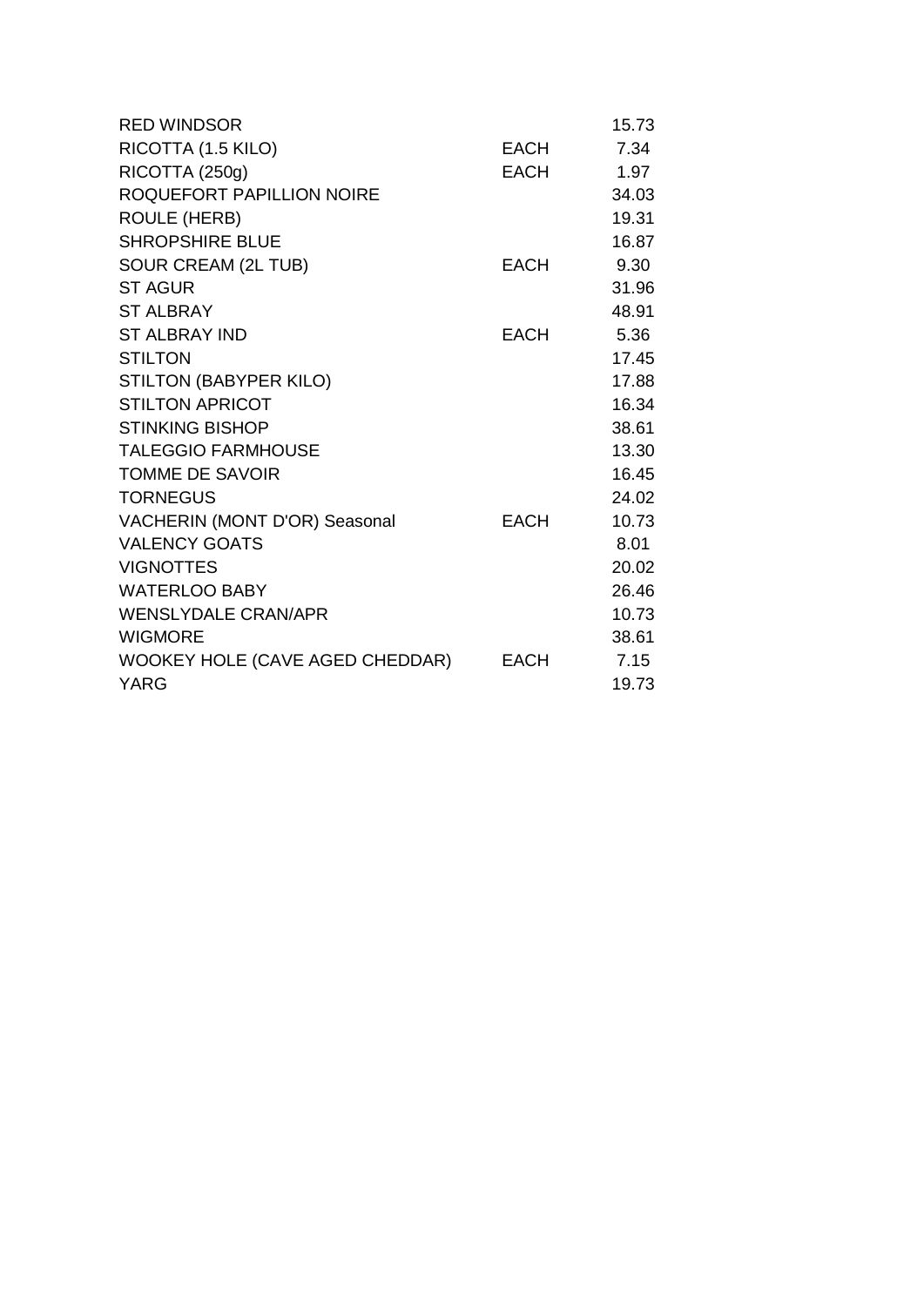| | | |
|---|---|---|
| RED WINDSOR | | 15.73 |
| RICOTTA (1.5 KILO) | EACH | 7.34 |
| RICOTTA (250g) | EACH | 1.97 |
| ROQUEFORT PAPILLION NOIRE | | 34.03 |
| ROULE (HERB) | | 19.31 |
| SHROPSHIRE BLUE | | 16.87 |
| SOUR CREAM (2L TUB) | EACH | 9.30 |
| ST AGUR | | 31.96 |
| ST ALBRAY | | 48.91 |
| ST ALBRAY IND | EACH | 5.36 |
| STILTON | | 17.45 |
| STILTON (BABYPER KILO) | | 17.88 |
| STILTON APRICOT | | 16.34 |
| STINKING BISHOP | | 38.61 |
| TALEGGIO FARMHOUSE | | 13.30 |
| TOMME DE SAVOIR | | 16.45 |
| TORNEGUS | | 24.02 |
| VACHERIN (MONT D'OR) Seasonal | EACH | 10.73 |
| VALENCY GOATS | | 8.01 |
| VIGNOTTES | | 20.02 |
| WATERLOO BABY | | 26.46 |
| WENSLYDALE CRAN/APR | | 10.73 |
| WIGMORE | | 38.61 |
| WOOKEY HOLE (CAVE AGED CHEDDAR) | EACH | 7.15 |
| YARG | | 19.73 |